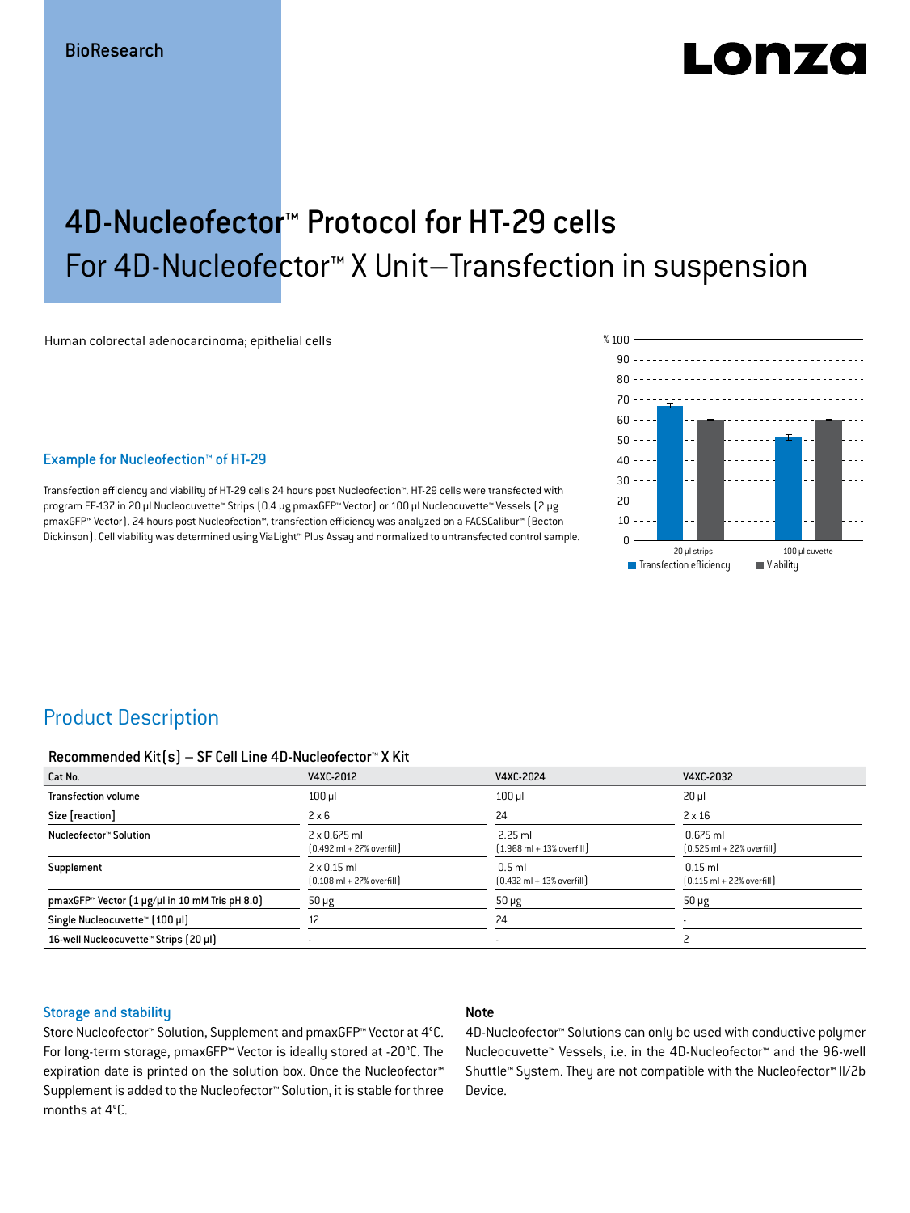BioResearch

# 4D-Nucleofector™ Protocol for HT-29 cells

## For 4D-Nucleofector™ X Unit–Transfection in suspension

Human colorectal adenocarcinoma; epithelial cells

### Example for Nucleofection™ of HT-29

Transfection efficiency and viability of HT-29 cells 24 hours post Nucleofection™. HT-29 cells were transfected with program FF-137 in 20 µl Nucleocuvette™ Strips (0.4 µg pmaxGFP™ Vector) or 100 µl Nucleocuvette™ Vessels (2 µg pmaxGFP™ Vector). 24 hours post Nucleofection™, transfection efficiency was analyzed on a FACSCalibur™ (Becton Dickinson). Cell viability was determined using ViaLight™ Plus Assay and normalized to untransfected control sample.

## Product Description

#### Recommended Kit(s) – SF Cell Line 4D-Nucleofector™ X Kit

| Cat No. | V4XC-2012 | V4XC-2024 | V4XC-2032 |
|---|---|---|---|
| Transfection volume | 100 µl | 100 µl | 20 µl |
| Size [reaction] | 2 x 6 | 24 | 2 x 16 |
| Nucleofector™ Solution | 2 x 0.675 ml (0.492 ml + 27% overfill) | 2.25 ml (1.968 ml + 13% overfill) | 0.675 ml (0.525 ml + 22% overfill) |
| Supplement | 2 x 0.15 ml (0.108 ml + 27% overfill) | 0.5 ml (0.432 ml + 13% overfill) | 0.15 ml (0.115 ml + 22% overfill) |
| pmaxGFP™ Vector (1 µg/µl in 10 mM Tris pH 8.0) | 50 µg | 50 µg | 50 µg |
| Single Nucleocuvette™ (100 µl) | 12 | 24 | - |
| 16-well Nucleocuvette™ Strips (20 µl) | - | - | 2 |

### Storage and stability

Store Nucleofector™ Solution, Supplement and pmaxGFP™ Vector at 4°C. For long-term storage, pmaxGFP™ Vector is ideally stored at -20°C. The expiration date is printed on the solution box. Once the Nucleofector™ Supplement is added to the Nucleofector™ Solution, it is stable for three months at 4°C.

### Note

4D-Nucleofector™ Solutions can only be used with conductive polymer Nucleocuvette™ Vessels, i.e. in the 4D-Nucleofector™ and the 96-well Shuttle™ System. They are not compatible with the Nucleofector™ II/2b Device.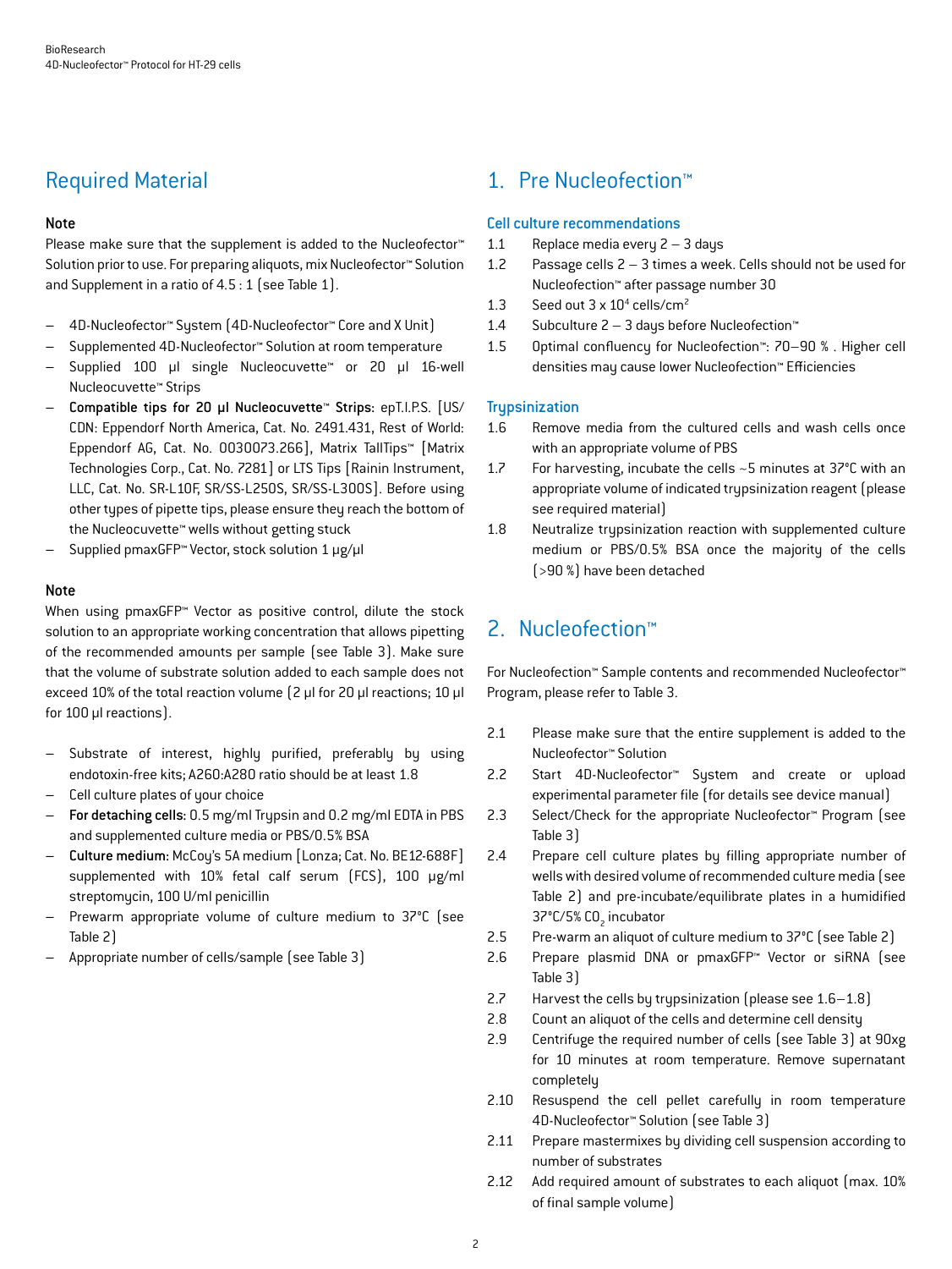## Required Material

**Note**

Please make sure that the supplement is added to the Nucleofector™ Solution prior to use. For preparing aliquots, mix Nucleofector™ Solution and Supplement in a ratio of 4.5 : 1 (see Table 1).

- 4D-Nucleofector™ System (4D-Nucleofector™ Core and X Unit)
- Supplemented 4D-Nucleofector™ Solution at room temperature
- Supplied 100 µl single Nucleocuvette™ or 20 µl 16-well Nucleocuvette™ Strips
- **Compatible tips for 20 µl Nucleocuvette™ Strips**: epT.I.P.S. [US/CDN: Eppendorf North America, Cat. No. 2491.431, Rest of World: Eppendorf AG, Cat. No. 0030073.266], Matrix TallTips™ [Matrix Technologies Corp., Cat. No. 7281] or LTS Tips [Rainin Instrument, LLC, Cat. No. SR-L10F, SR/SS-L250S, SR/SS-L300S]. Before using other types of pipette tips, please ensure they reach the bottom of the Nucleocuvette™ wells without getting stuck
- Supplied pmaxGFP™ Vector, stock solution 1 µg/µl

**Note**

When using pmaxGFP™ Vector as positive control, dilute the stock solution to an appropriate working concentration that allows pipetting of the recommended amounts per sample (see Table 3). Make sure that the volume of substrate solution added to each sample does not exceed 10% of the total reaction volume (2 µl for 20 µl reactions; 10 µl for 100 µl reactions).

- Substrate of interest, highly purified, preferably by using endotoxin-free kits; A260:A280 ratio should be at least 1.8
- Cell culture plates of your choice
- **For detaching cells**: 0.5 mg/ml Trypsin and 0.2 mg/ml EDTA in PBS and supplemented culture media or PBS/0.5% BSA
- **Culture medium:** McCoy's 5A medium [Lonza; Cat. No. BE12-688F] supplemented with 10% fetal calf serum (FCS), 100 µg/ml streptomycin, 100 U/ml penicillin
- Prewarm appropriate volume of culture medium to 37°C (see Table 2)
- Appropriate number of cells/sample (see Table 3)

## 1. Pre Nucleofection™

### Cell culture recommendations

1.1 Replace media every 2 – 3 days

1.2 Passage cells 2 – 3 times a week. Cells should not be used for Nucleofection™ after passage number 30

1.3 Seed out 3 x $10^4$ cells/cm$^2$

1.4 Subculture 2 – 3 days before Nucleofection™

1.5 Optimal confluency for Nucleofection™: 70–90 % . Higher cell densities may cause lower Nucleofection™ Efficiencies

### Trypsinization

1.6 Remove media from the cultured cells and wash cells once with an appropriate volume of PBS

1.7 For harvesting, incubate the cells ~5 minutes at 37°C with an appropriate volume of indicated trypsinization reagent (please see required material)

1.8 Neutralize trypsinization reaction with supplemented culture medium or PBS/0.5% BSA once the majority of the cells (>90 %) have been detached

## 2. Nucleofection™

For Nucleofection™ Sample contents and recommended Nucleofector™ Program, please refer to Table 3.

2.1 Please make sure that the entire supplement is added to the Nucleofector™ Solution

2.2 Start 4D-Nucleofector™ System and create or upload experimental parameter file (for details see device manual)

2.3 Select/Check for the appropriate Nucleofector™ Program (see Table 3)

2.4 Prepare cell culture plates by filling appropriate number of wells with desired volume of recommended culture media (see Table 2) and pre-incubate/equilibrate plates in a humidified 37°C/5% $CO_2$ incubator

2.5 Pre-warm an aliquot of culture medium to 37°C (see Table 2)

2.6 Prepare plasmid DNA or pmaxGFP™ Vector or siRNA (see Table 3)

2.7 Harvest the cells by trypsinization (please see 1.6–1.8)

2.8 Count an aliquot of the cells and determine cell density

2.9 Centrifuge the required number of cells (see Table 3) at 90xg for 10 minutes at room temperature. Remove supernatant completely

2.10 Resuspend the cell pellet carefully in room temperature 4D-Nucleofector™ Solution (see Table 3)

2.11 Prepare mastermixes by dividing cell suspension according to number of substrates

2.12 Add required amount of substrates to each aliquot (max. 10% of final sample volume)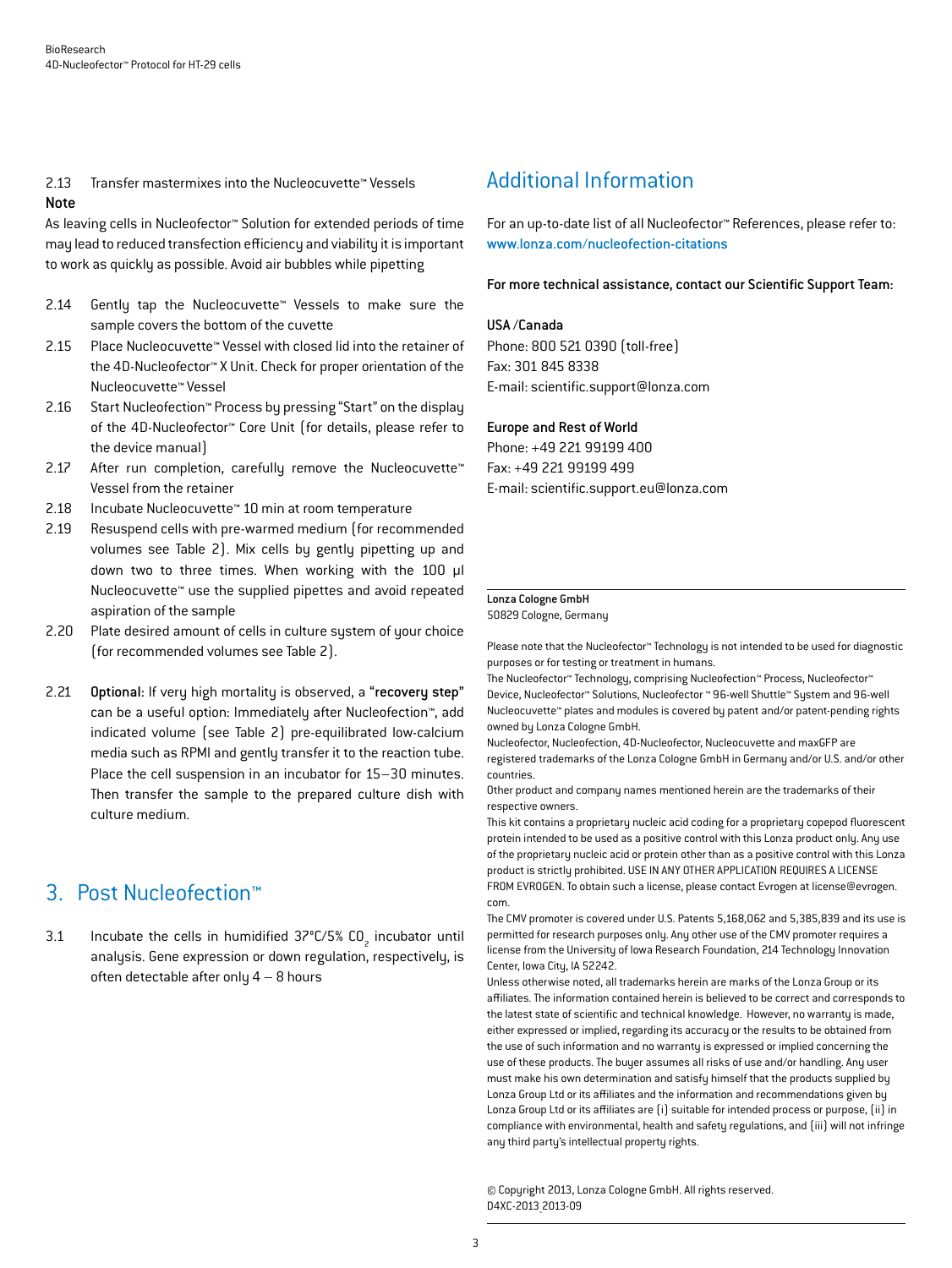2.13 Transfer mastermixes into the Nucleocuvette™ Vessels

**Note**

As leaving cells in Nucleofector™ Solution for extended periods of time may lead to reduced transfection efficiency and viability it is important to work as quickly as possible. Avoid air bubbles while pipetting

2.14 Gently tap the Nucleocuvette™ Vessels to make sure the sample covers the bottom of the cuvette

2.15 Place Nucleocuvette™ Vessel with closed lid into the retainer of the 4D-Nucleofector™ X Unit. Check for proper orientation of the Nucleocuvette™ Vessel

2.16 Start Nucleofection™ Process by pressing "Start" on the display of the 4D-Nucleofector™ Core Unit (for details, please refer to the device manual)

2.17 After run completion, carefully remove the Nucleocuvette™ Vessel from the retainer

2.18 Incubate Nucleocuvette™ 10 min at room temperature

2.19 Resuspend cells with pre-warmed medium (for recommended volumes see Table 2). Mix cells by gently pipetting up and down two to three times. When working with the 100 µl Nucleocuvette™ use the supplied pipettes and avoid repeated aspiration of the sample

2.20 Plate desired amount of cells in culture system of your choice (for recommended volumes see Table 2).

2.21 **Optional:** If very high mortality is observed, a **"recovery step"** can be a useful option: Immediately after Nucleofection™, add indicated volume (see Table 2) pre-equilibrated low-calcium media such as RPMI and gently transfer it to the reaction tube. Place the cell suspension in an incubator for 15–30 minutes. Then transfer the sample to the prepared culture dish with culture medium.

## 3. Post Nucleofection™

3.1 Incubate the cells in humidified 37°C/5% $CO_2$ incubator until analysis. Gene expression or down regulation, respectively, is often detectable after only 4 – 8 hours

## Additional Information

For an up-to-date list of all Nucleofector™ References, please refer to: www.lonza.com/nucleofection-citations

**For more technical assistance, contact our Scientific Support Team:**

**USA /Canada**
Phone: 800 521 0390 (toll-free)
Fax: 301 845 8338
E-mail: scientific.support@lonza.com

**Europe and Rest of World**
Phone: +49 221 99199 400
Fax: +49 221 99199 499
E-mail: scientific.support.eu@lonza.com

**Lonza Cologne GmbH**
50829 Cologne, Germany

Please note that the Nucleofector™ Technology is not intended to be used for diagnostic purposes or for testing or treatment in humans.
The Nucleofector™ Technology, comprising Nucleofection™ Process, Nucleofector™ Device, Nucleofector™ Solutions, Nucleofector ™ 96-well Shuttle™ System and 96-well Nucleocuvette™ plates and modules is covered by patent and/or patent-pending rights owned by Lonza Cologne GmbH.
Nucleofector, Nucleofection, 4D-Nucleofector, Nucleocuvette and maxGFP are registered trademarks of the Lonza Cologne GmbH in Germany and/or U.S. and/or other countries.
Other product and company names mentioned herein are the trademarks of their respective owners.
This kit contains a proprietary nucleic acid coding for a proprietary copepod fluorescent protein intended to be used as a positive control with this Lonza product only. Any use of the proprietary nucleic acid or protein other than as a positive control with this Lonza product is strictly prohibited. USE IN ANY OTHER APPLICATION REQUIRES A LICENSE FROM EVROGEN. To obtain such a license, please contact Evrogen at license@evrogen.com.
The CMV promoter is covered under U.S. Patents 5,168,062 and 5,385,839 and its use is permitted for research purposes only. Any other use of the CMV promoter requires a license from the University of Iowa Research Foundation, 214 Technology Innovation Center, Iowa City, IA 52242.
Unless otherwise noted, all trademarks herein are marks of the Lonza Group or its affiliates. The information contained herein is believed to be correct and corresponds to the latest state of scientific and technical knowledge. However, no warranty is made, either expressed or implied, regarding its accuracy or the results to be obtained from the use of such information and no warranty is expressed or implied concerning the use of these products. The buyer assumes all risks of use and/or handling. Any user must make his own determination and satisfy himself that the products supplied by Lonza Group Ltd or its affiliates and the information and recommendations given by Lonza Group Ltd or its affiliates are (i) suitable for intended process or purpose, (ii) in compliance with environmental, health and safety regulations, and (iii) will not infringe any third party's intellectual property rights.

© Copyright 2013, Lonza Cologne GmbH. All rights reserved.
D4XC-2013_2013-09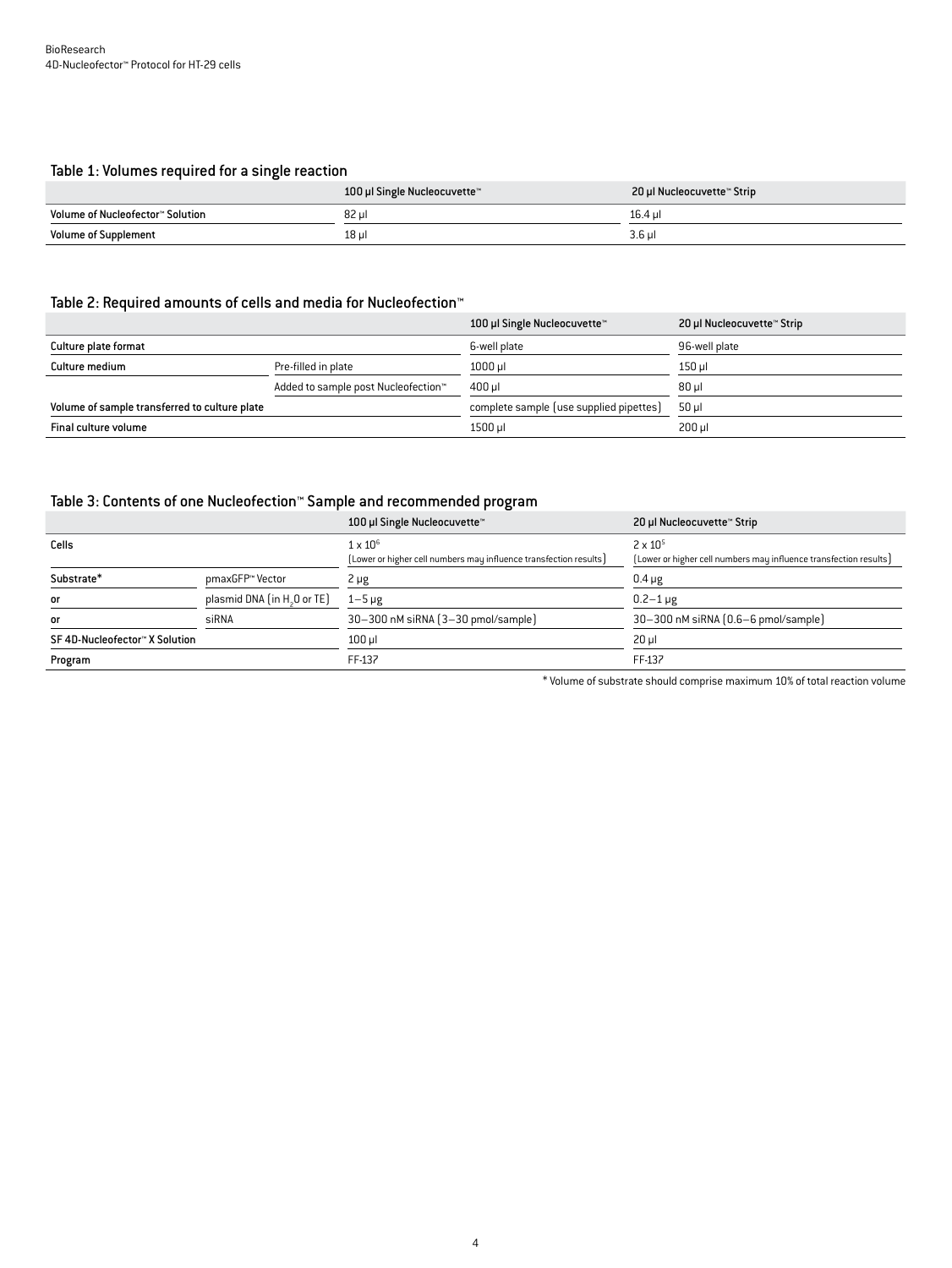### Table 1: Volumes required for a single reaction

| | 100 µl Single Nucleocuvette™ | 20 µl Nucleocuvette™ Strip |
|---|---|---|
| Volume of Nucleofector™ Solution | 82 µl | 16.4 µl |
| Volume of Supplement | 18 µl | 3.6 µl |

### Table 2: Required amounts of cells and media for Nucleofection™

| | | 100 µl Single Nucleocuvette™ | 20 µl Nucleocuvette™ Strip |
|---|---|---|---|
| Culture plate format | | 6-well plate | 96-well plate |
| Culture medium | Pre-filled in plate | 1000 µl | 150 µl |
| | Added to sample post Nucleofection™ | 400 µl | 80 µl |
| Volume of sample transferred to culture plate | | complete sample (use supplied pipettes) | 50 µl |
| Final culture volume | | 1500 µl | 200 µl |

### Table 3: Contents of one Nucleofection™ Sample and recommended program

| | | 100 µl Single Nucleocuvette™ | 20 µl Nucleocuvette™ Strip |
|---|---|---|---|
| Cells | | $1 \times 10^6$ (Lower or higher cell numbers may influence transfection results) | $2 \times 10^5$ (Lower or higher cell numbers may influence transfection results) |
| Substrate* | pmaxGFP™ Vector | 2 µg | 0.4 µg |
| or | plasmid DNA (in $H_2O$ or TE) | 1–5 µg | 0.2–1 µg |
| or | siRNA | 30–300 nM siRNA (3–30 pmol/sample) | 30–300 nM siRNA (0.6–6 pmol/sample) |
| SF 4D-Nucleofector™ X Solution | | 100 µl | 20 µl |
| Program | | FF-137 | FF-137 |

* Volume of substrate should comprise maximum 10% of total reaction volume